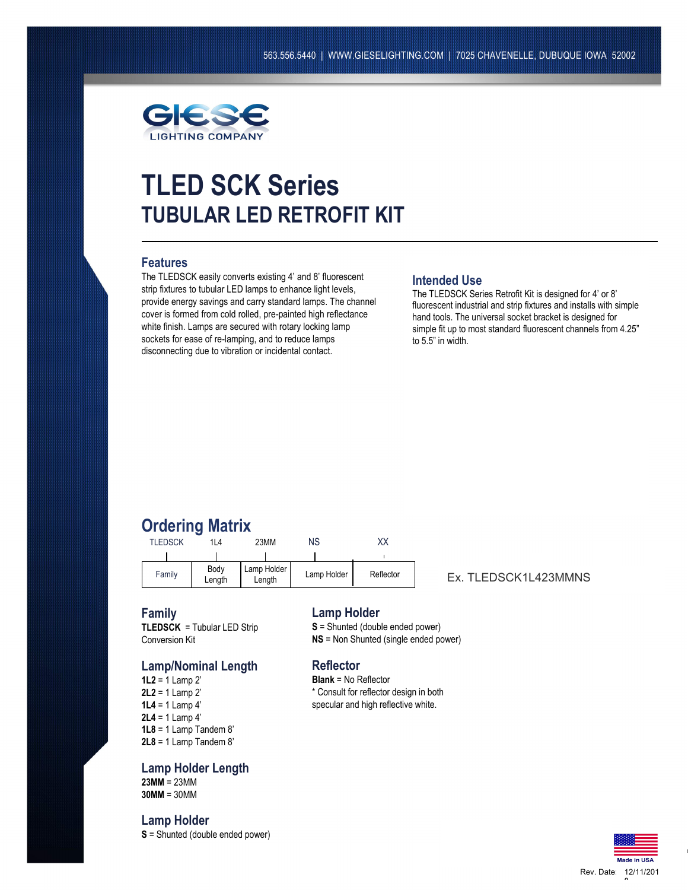563.556.5440 | WWW.GIESELIGHTING.COM | 7025 CHAVENELLE, DUBUQUE IOWA 52002

GIESE LIGHTING COMPANY

# TLED SCK Series
## TUBULAR LED RETROFIT KIT

### Features

The TLEDSCK easily converts existing 4' and 8' fluorescent strip fixtures to tubular LED lamps to enhance light levels, provide energy savings and carry standard lamps. The channel cover is formed from cold rolled, pre-painted high reflectance white finish. Lamps are secured with rotary locking lamp sockets for ease of re-lamping, and to reduce lamps disconnecting due to vibration or incidental contact.

### Intended Use

The TLEDSCK Series Retrofit Kit is designed for 4' or 8' fluorescent industrial and strip fixtures and installs with simple hand tools. The universal socket bracket is designed for simple fit up to most standard fluorescent channels from 4.25" to 5.5" in width.

## Ordering Matrix

| TLEDSCK | 1L4 | 23MM | NS | XX |
|---|---|---|---|---|
| Family | Body Length | Lamp Holder Length | Lamp Holder | Reflector |

Ex. TLEDSCK1L423MMNS

### Family

**TLEDSCK** = Tubular LED Strip Conversion Kit

### Lamp/Nominal Length

**1L2** = 1 Lamp 2'
**2L2** = 1 Lamp 2'
**1L4** = 1 Lamp 4'
**2L4** = 1 Lamp 4'
**1L8** = 1 Lamp Tandem 8'
**2L8** = 1 Lamp Tandem 8'

### Lamp Holder Length

**23MM** = 23MM
**30MM** = 30MM

### Lamp Holder

**S** = Shunted (double ended power)

### Lamp Holder

**S** = Shunted (double ended power)
**NS** = Non Shunted (single ended power)

### Reflector

**Blank** = No Reflector
* Consult for reflector design in both specular and high reflective white.

Made in USA

Rev. Date: 12/11/2018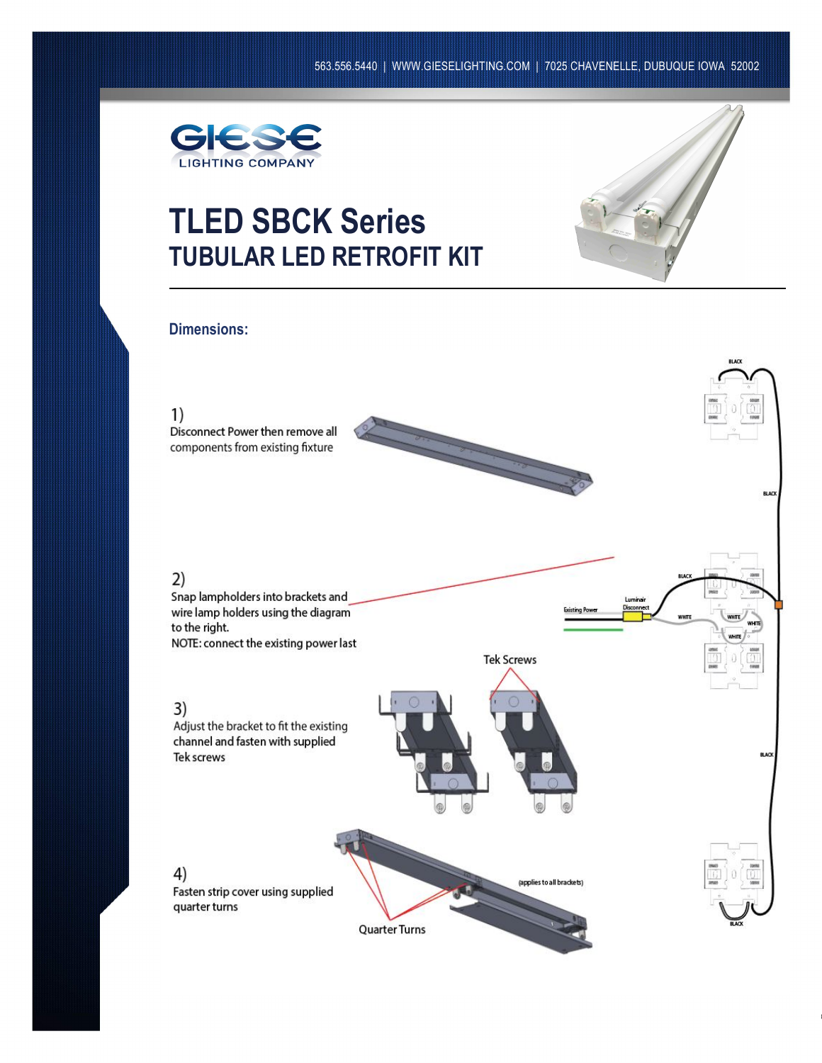563.556.5440 | WWW.GIESELIGHTING.COM | 7025 CHAVENELLE, DUBUQUE IOWA 52002

GIESE LIGHTING COMPANY

# TLED SBCK Series

## TUBULAR LED RETROFIT KIT

### Dimensions:

1) Disconnect Power then remove all components from existing fixture

2) Snap lampholders into brackets and wire lamp holders using the diagram to the right.
NOTE: connect the existing power last

3) Adjust the bracket to fit the existing channel and fasten with supplied Tek screws

Tek Screws

4) Fasten strip cover using supplied quarter turns

Quarter Turns

(applies to all brackets)

BLACK

BLACK

BLACK

Existing Power

Luminair Disconnect

WHITE

WHITE

WHITE

WHITE

BLACK

BLACK